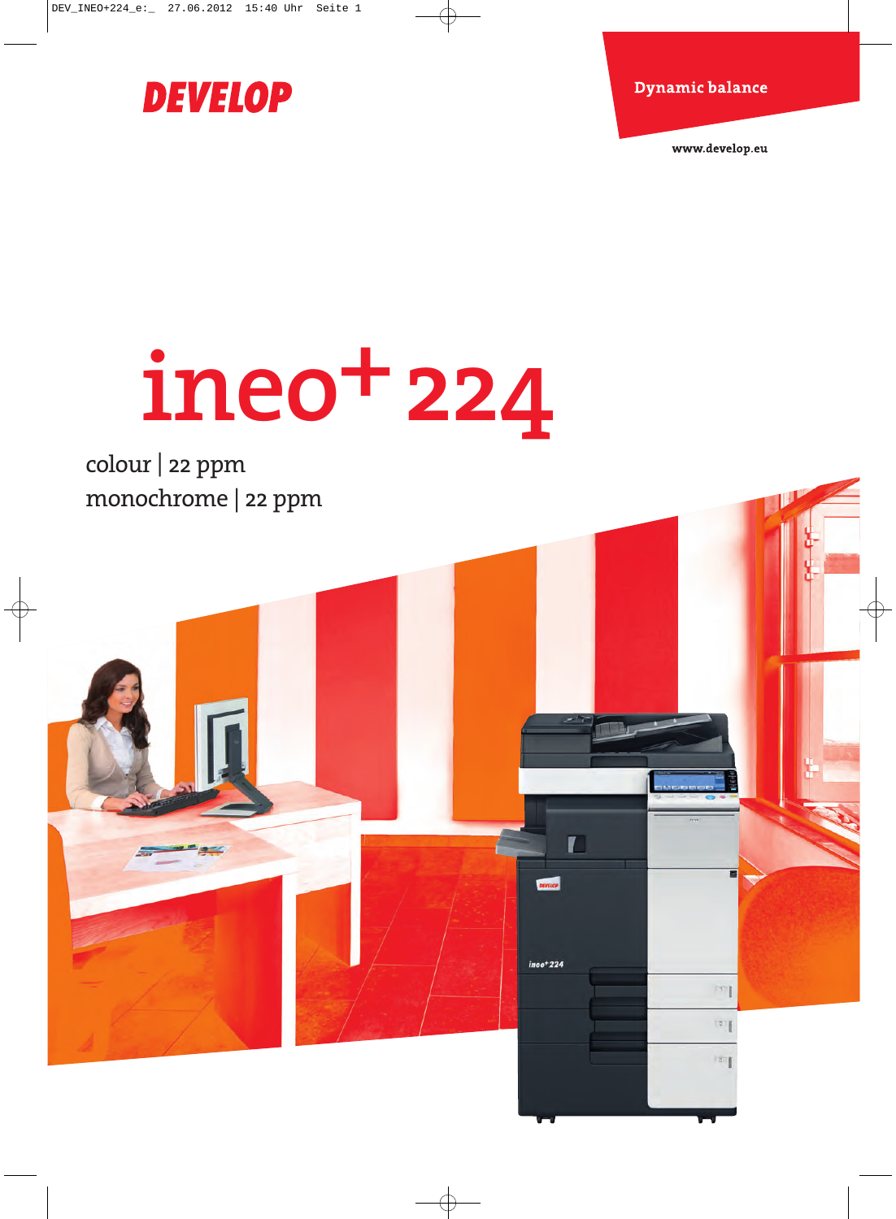DEVELOP

Dynamic balance

www.develop.eu

# ineo+ 224

colour | 22 ppm
monochrome | 22 ppm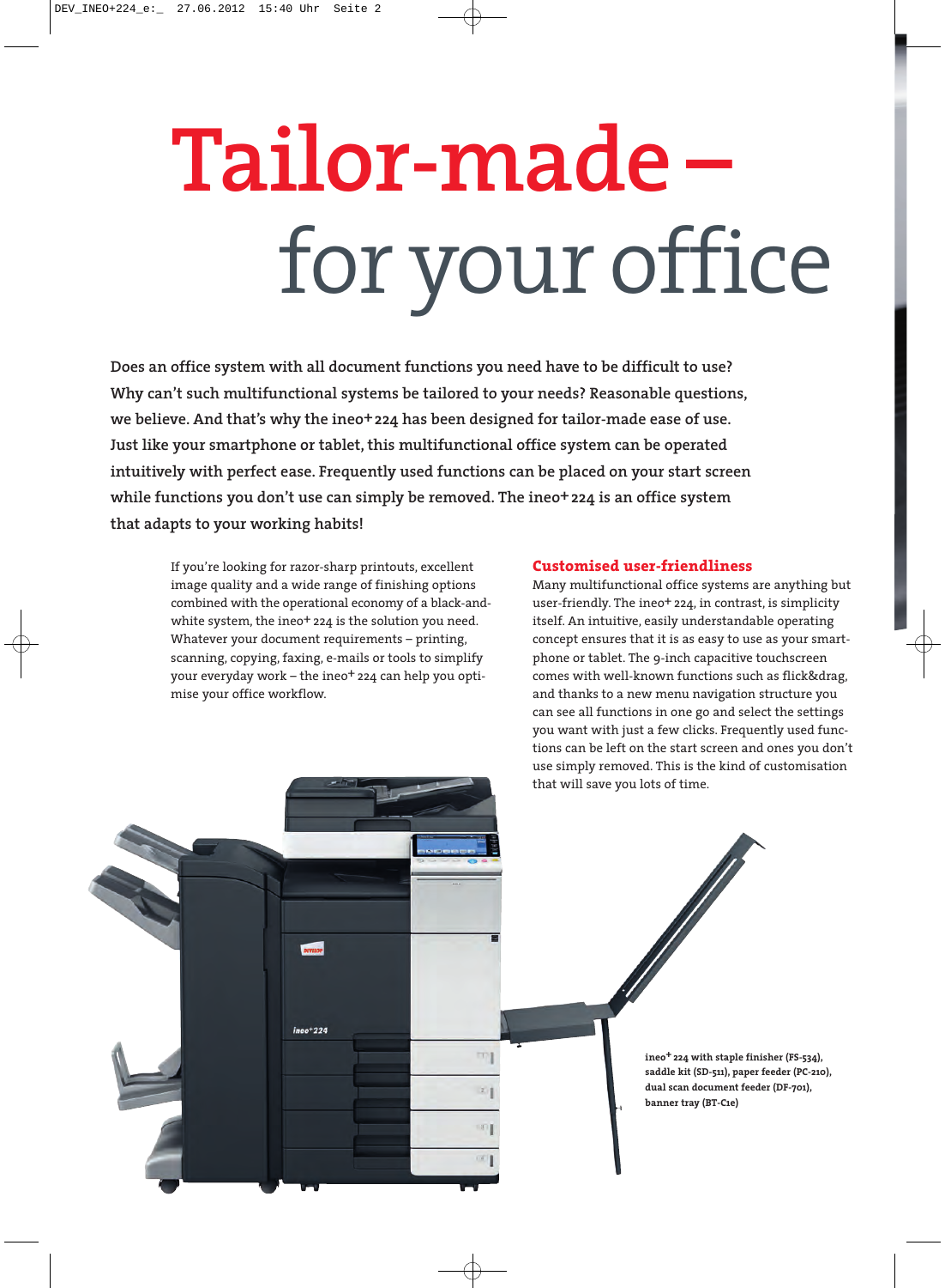# Tailor-made – for your office

**Does an office system with all document functions you need have to be difficult to use? Why can't such multifunctional systems be tailored to your needs? Reasonable questions, we believe. And that's why the ineo+ 224 has been designed for tailor-made ease of use. Just like your smartphone or tablet, this multifunctional office system can be operated intuitively with perfect ease. Frequently used functions can be placed on your start screen while functions you don't use can simply be removed. The ineo+ 224 is an office system that adapts to your working habits!**

If you're looking for razor-sharp printouts, excellent image quality and a wide range of finishing options combined with the operational economy of a black-and-white system, the ineo+ 224 is the solution you need. Whatever your document requirements – printing, scanning, copying, faxing, e-mails or tools to simplify your everyday work – the ineo+ 224 can help you optimise your office workflow.

## Customised user-friendliness

Many multifunctional office systems are anything but user-friendly. The ineo+ 224, in contrast, is simplicity itself. An intuitive, easily understandable operating concept ensures that it is as easy to use as your smartphone or tablet. The 9-inch capacitive touchscreen comes with well-known functions such as flick&drag, and thanks to a new menu navigation structure you can see all functions in one go and select the settings you want with just a few clicks. Frequently used functions can be left on the start screen and ones you don't use simply removed. This is the kind of customisation that will save you lots of time.

**ineo+ 224 with staple finisher (FS-534), saddle kit (SD-511), paper feeder (PC-210), dual scan document feeder (DF-701), banner tray (BT-C1e)**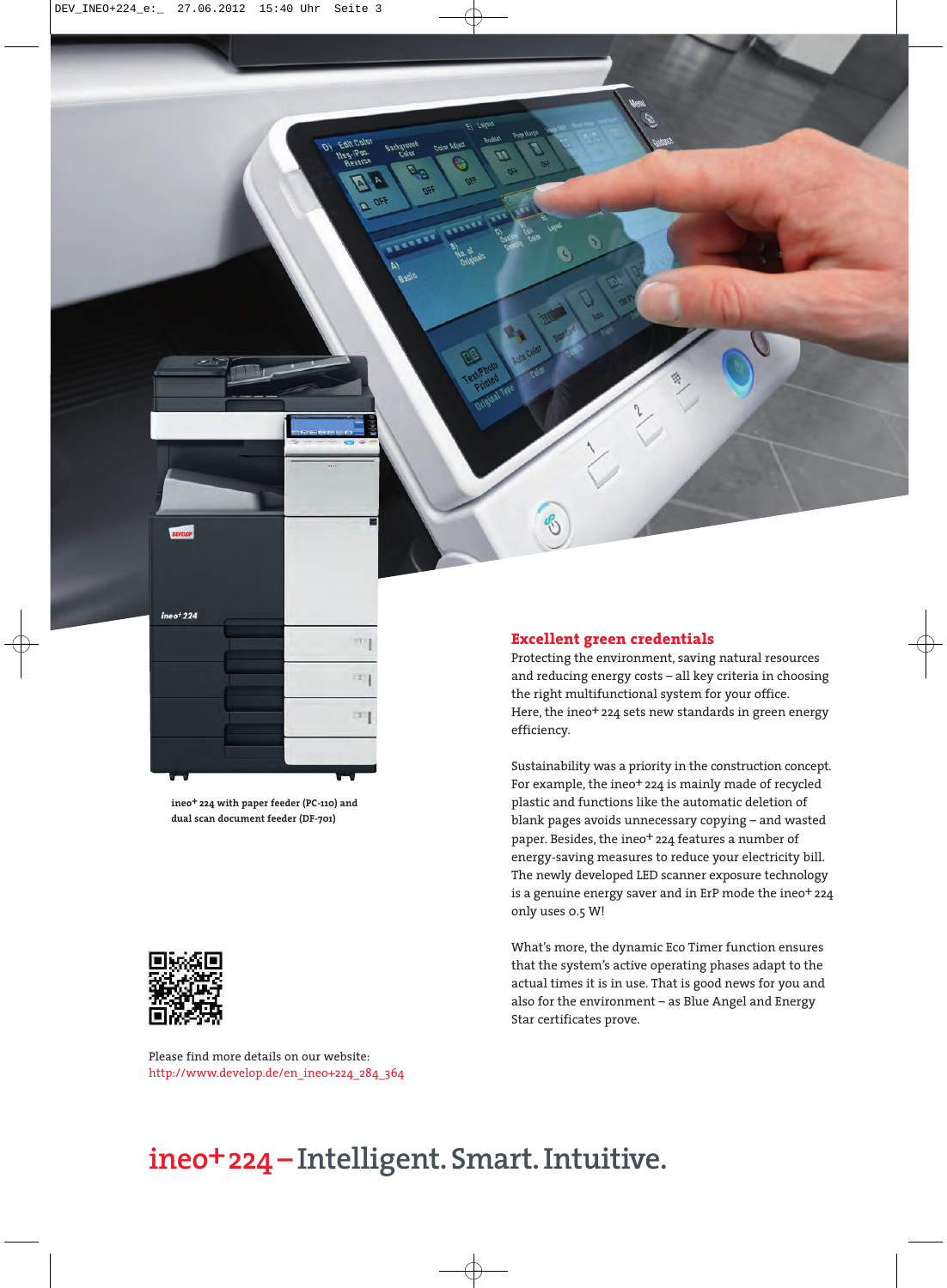ineo+ 224 with paper feeder (PC-110) and dual scan document feeder (DF-701)

## Excellent green credentials

Protecting the environment, saving natural resources and reducing energy costs – all key criteria in choosing the right multifunctional system for your office. Here, the ineo+ 224 sets new standards in green energy efficiency.

Sustainability was a priority in the construction concept. For example, the ineo+ 224 is mainly made of recycled plastic and functions like the automatic deletion of blank pages avoids unnecessary copying – and wasted paper. Besides, the ineo+ 224 features a number of energy-saving measures to reduce your electricity bill. The newly developed LED scanner exposure technology is a genuine energy saver and in ErP mode the ineo+ 224 only uses 0.5 W!

What's more, the dynamic Eco Timer function ensures that the system's active operating phases adapt to the actual times it is in use. That is good news for you and also for the environment – as Blue Angel and Energy Star certificates prove.

Please find more details on our website:
http://www.develop.de/en_ineo+224_284_364

# ineo+ 224 – Intelligent. Smart. Intuitive.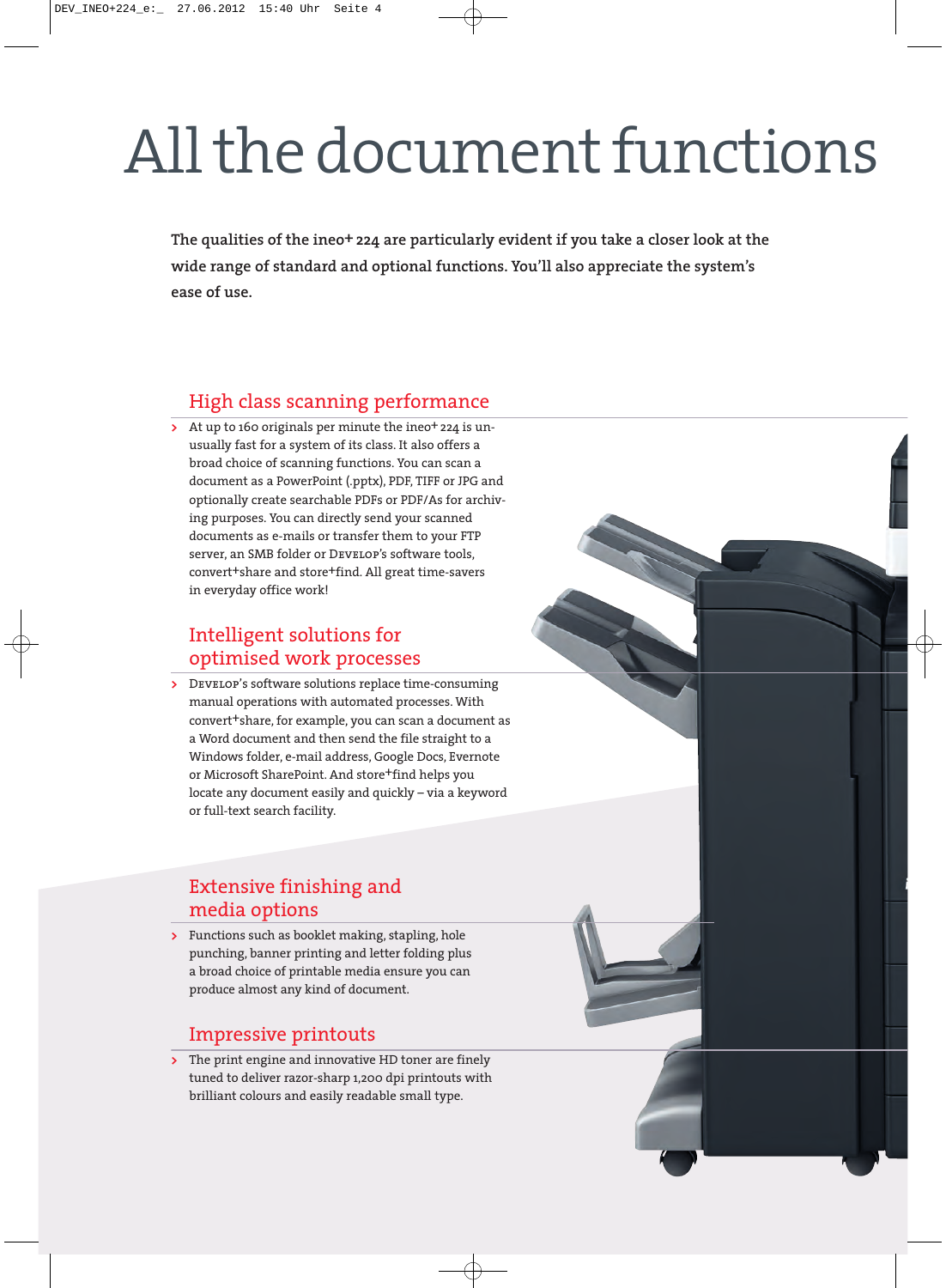# All the document functions

**The qualities of the ineo+ 224 are particularly evident if you take a closer look at the wide range of standard and optional functions. You'll also appreciate the system's ease of use.**

## High class scanning performance

- At up to 160 originals per minute the ineo+ 224 is unusually fast for a system of its class. It also offers a broad choice of scanning functions. You can scan a document as a PowerPoint (.pptx), PDF, TIFF or JPG and optionally create searchable PDFs or PDF/As for archiving purposes. You can directly send your scanned documents as e-mails or transfer them to your FTP server, an SMB folder or DEVELOP's software tools, convert+share and store+find. All great time-savers in everyday office work!

## Intelligent solutions for optimised work processes

- DEVELOP's software solutions replace time-consuming manual operations with automated processes. With convert+share, for example, you can scan a document as a Word document and then send the file straight to a Windows folder, e-mail address, Google Docs, Evernote or Microsoft SharePoint. And store+find helps you locate any document easily and quickly – via a keyword or full-text search facility.

## Extensive finishing and media options

- Functions such as booklet making, stapling, hole punching, banner printing and letter folding plus a broad choice of printable media ensure you can produce almost any kind of document.

## Impressive printouts

- The print engine and innovative HD toner are finely tuned to deliver razor-sharp 1,200 dpi printouts with brilliant colours and easily readable small type.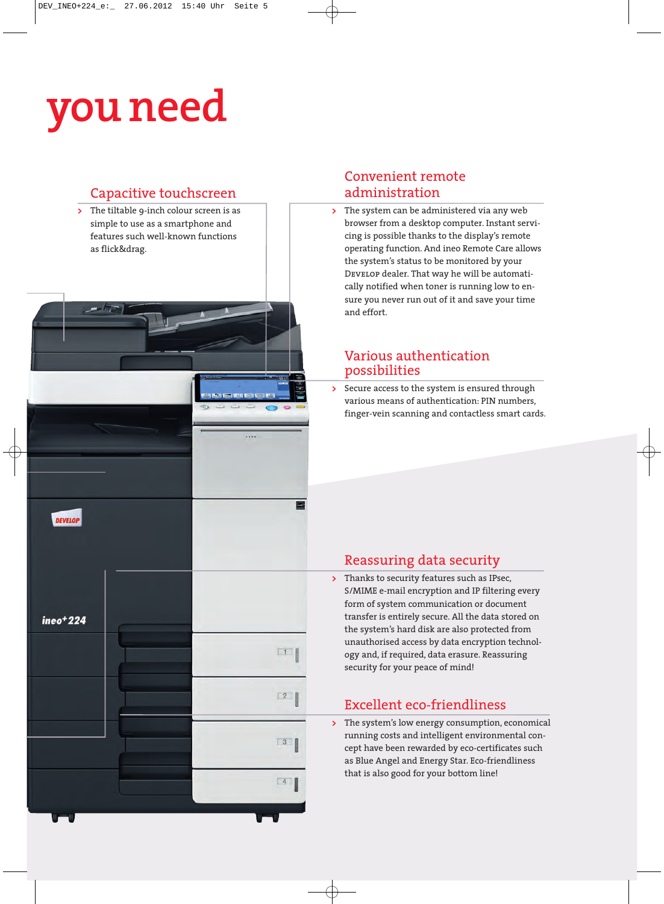# you need

## Capacitive touchscreen

- The tiltable 9-inch colour screen is as simple to use as a smartphone and features such well-known functions as flick&drag.

## Convenient remote administration

- The system can be administered via any web browser from a desktop computer. Instant servicing is possible thanks to the display's remote operating function. And ineo Remote Care allows the system's status to be monitored by your DEVELOP dealer. That way he will be automatically notified when toner is running low to ensure you never run out of it and save your time and effort.

## Various authentication possibilities

- Secure access to the system is ensured through various means of authentication: PIN numbers, finger-vein scanning and contactless smart cards.

## Reassuring data security

- Thanks to security features such as IPsec, S/MIME e-mail encryption and IP filtering every form of system communication or document transfer is entirely secure. All the data stored on the system's hard disk are also protected from unauthorised access by data encryption technology and, if required, data erasure. Reassuring security for your peace of mind!

## Excellent eco-friendliness

- The system's low energy consumption, economical running costs and intelligent environmental concept have been rewarded by eco-certificates such as Blue Angel and Energy Star. Eco-friendliness that is also good for your bottom line!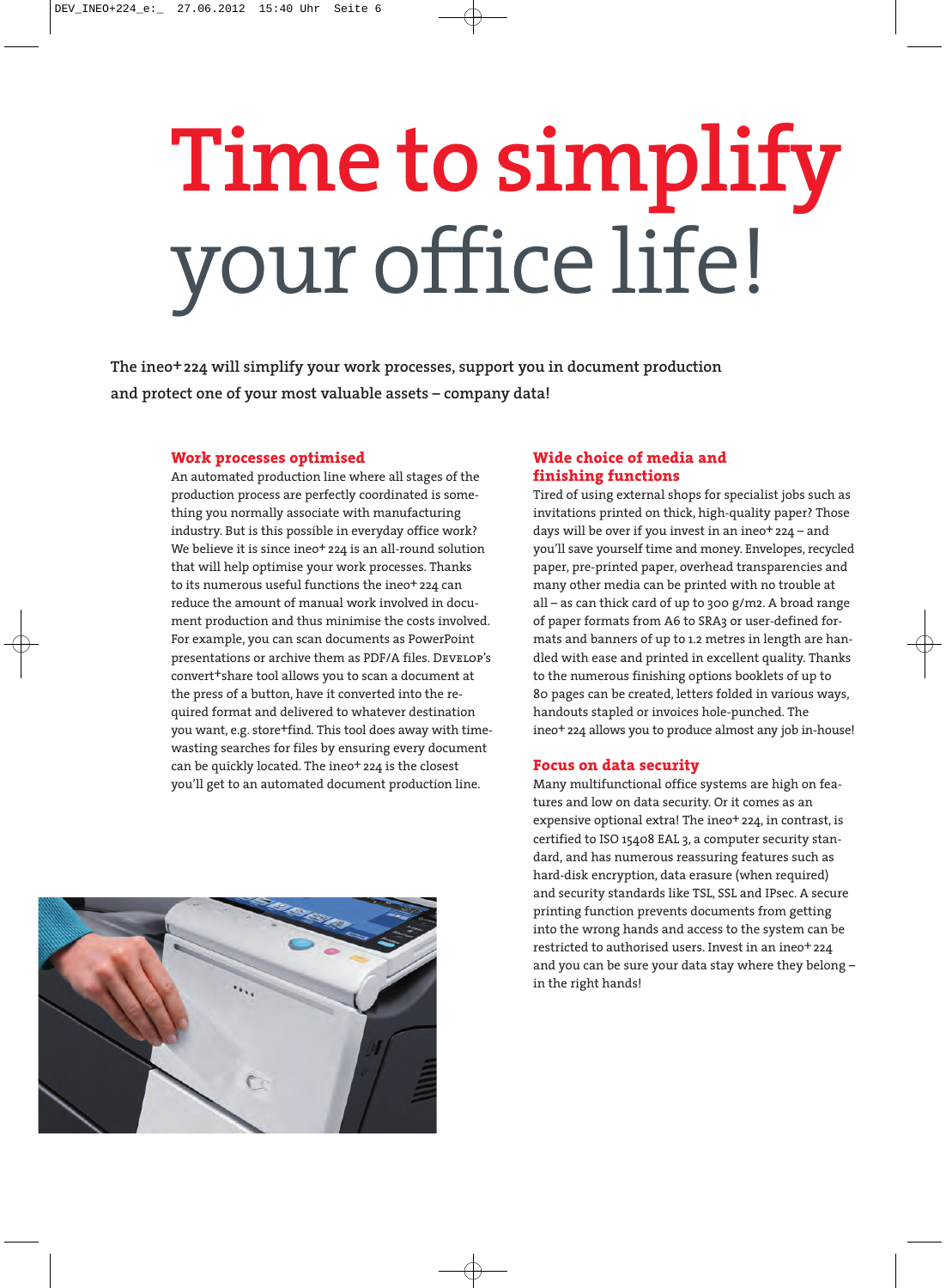# Time to simplify your office life!

**The ineo+ 224 will simplify your work processes, support you in document production and protect one of your most valuable assets – company data!**

## Work processes optimised

An automated production line where all stages of the production process are perfectly coordinated is something you normally associate with manufacturing industry. But is this possible in everyday office work? We believe it is since ineo+ 224 is an all-round solution that will help optimise your work processes. Thanks to its numerous useful functions the ineo+ 224 can reduce the amount of manual work involved in document production and thus minimise the costs involved. For example, you can scan documents as PowerPoint presentations or archive them as PDF/A files. Develop's convert+share tool allows you to scan a document at the press of a button, have it converted into the required format and delivered to whatever destination you want, e.g. store+find. This tool does away with time-wasting searches for files by ensuring every document can be quickly located. The ineo+ 224 is the closest you'll get to an automated document production line.

## Wide choice of media and finishing functions

Tired of using external shops for specialist jobs such as invitations printed on thick, high-quality paper? Those days will be over if you invest in an ineo+ 224 – and you'll save yourself time and money. Envelopes, recycled paper, pre-printed paper, overhead transparencies and many other media can be printed with no trouble at all – as can thick card of up to 300 g/m2. A broad range of paper formats from A6 to SRA3 or user-defined formats and banners of up to 1.2 metres in length are handled with ease and printed in excellent quality. Thanks to the numerous finishing options booklets of up to 80 pages can be created, letters folded in various ways, handouts stapled or invoices hole-punched. The ineo+ 224 allows you to produce almost any job in-house!

## Focus on data security

Many multifunctional office systems are high on features and low on data security. Or it comes as an expensive optional extra! The ineo+ 224, in contrast, is certified to ISO 15408 EAL 3, a computer security standard, and has numerous reassuring features such as hard-disk encryption, data erasure (when required) and security standards like TSL, SSL and IPsec. A secure printing function prevents documents from getting into the wrong hands and access to the system can be restricted to authorised users. Invest in an ineo+ 224 and you can be sure your data stay where they belong – in the right hands!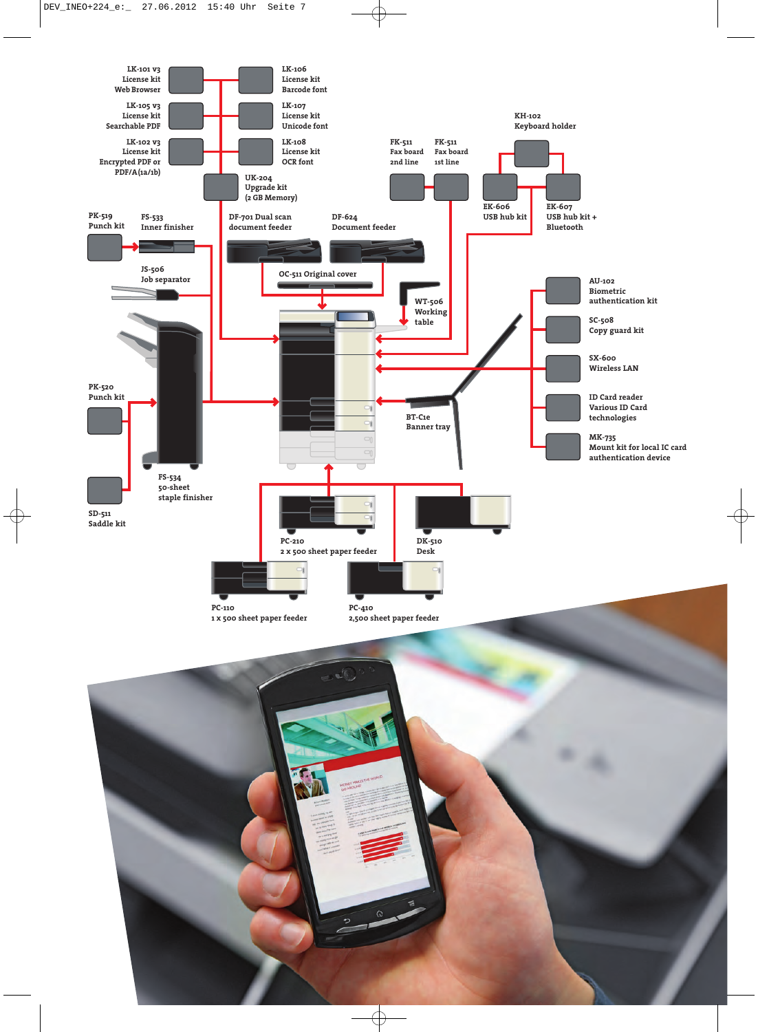LK-101 v3
License kit
Web Browser

LK-105 v3
License kit
Searchable PDF

LK-102 v3
License kit
Encrypted PDF or PDF/A(1a/1b)

LK-106
License kit
Barcode font

LK-107
License kit
Unicode font

LK-108
License kit
OCR font

UK-204
Upgrade kit
(2 GB Memory)

KH-102
Keyboard holder

FK-511
Fax board
2nd line

FK-511
Fax board
1st line

EK-606
USB hub kit

EK-607
USB hub kit + Bluetooth

PK-519
Punch kit

FS-533
Inner finisher

DF-701 Dual scan document feeder

DF-624
Document feeder

JS-506
Job separator

OC-511 Original cover

WT-506
Working table

AU-102
Biometric authentication kit

SC-508
Copy guard kit

SX-600
Wireless LAN

ID Card reader
Various ID Card technologies

MK-735
Mount kit for local IC card authentication device

PK-520
Punch kit

BT-C1e
Banner tray

SD-511
Saddle kit

FS-534
50-sheet staple finisher

PC-210
2 x 500 sheet paper feeder

DK-510
Desk

PC-110
1 x 500 sheet paper feeder

PC-410
2,500 sheet paper feeder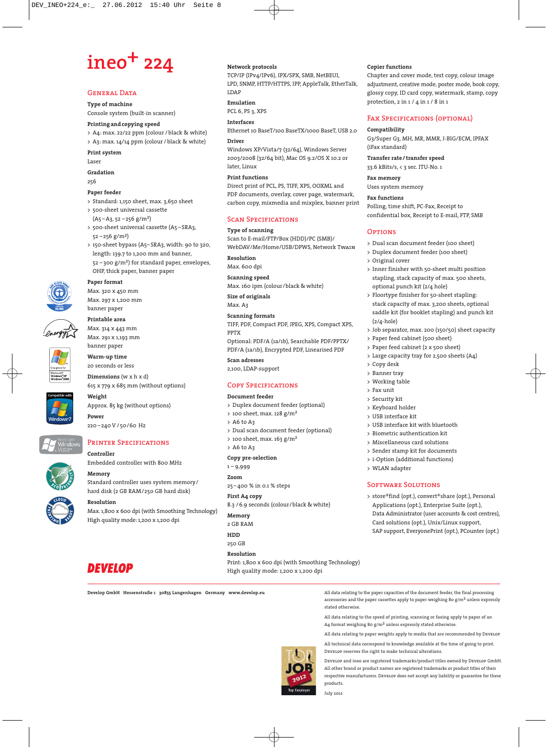# ineo+ 224

## General Data

**Type of machine**
Console system (built-in scanner)

**Printing and copying speed**
- A4: max. 22/22 ppm (colour / black & white)
- A3: max. 14/14 ppm (colour / black & white)

**Print system**
Laser

**Gradation**
256

**Paper feeder**
- Standard: 1,150 sheet, max. 3,650 sheet
- 500-sheet universal cassette (A5 – A3, 52 – 256 g/m²)
- 500-sheet universal cassette (A5 – SRA3, 52 – 256 g/m²)
- 150-sheet bypass (A5 – SRA3, width: 90 to 320, length: 139.7 to 1,200 mm and banner, 52 – 300 g/m²) for standard paper, envelopes, OHP, thick paper, banner paper

**Paper format**
Max. 320 x 450 mm
Max. 297 x 1,200 mm
banner paper

**Printable area**
Max. 314 x 443 mm
Max. 291 x 1,193 mm
banner paper

**Warm-up time**
20 seconds or less

**Dimensions** (w x h x d)
615 x 779 x 685 mm (without options)

**Weight**
Approx. 85 kg (without options)

**Power**
220 – 240 V / 50/60 Hz

## Printer Specifications

**Controller**
Embedded controller with 800 MHz

**Memory**
Standard controller uses system memory / hard disk (2 GB RAM/250 GB hard disk)

**Resolution**
Max. 1,800 x 600 dpi (with Smoothing Technology)
High quality mode: 1,200 x 1,200 dpi

**Network protocols**
TCP/IP (IPv4/IPv6), IPX/SPX, SMB, NetBEUI, LPD, SNMP, HTTP/HTTPS, IPP, AppleTalk, EtherTalk, LDAP

**Emulation**
PCL 6, PS 3, XPS

**Interfaces**
Ethernet 10 BaseT/100 BaseTX/1000 BaseT, USB 2.0

**Driver**
Windows XP/Vista/7 (32/64), Windows Server 2003/2008 (32/64 bit), Mac OS 9.2/OS X 10.2 or later, Linux

**Print functions**
Direct print of PCL, PS, TIFF, XPS, OOXML and PDF documents, overlay, cover page, watermark, carbon copy, mixmedia and mixplex, banner print

## Scan Specifications

**Type of scanning**
Scan to E-mail/FTP/Box (HDD)/PC (SMB)/ WebDAV/Me/Home/USB/DPWS, Network Twain

**Resolution**
Max. 600 dpi

**Scanning speed**
Max. 160 ipm (colour / black & white)

**Size of originals**
Max. A3

**Scanning formats**
TIFF, PDF, Compact PDF, JPEG, XPS, Compact XPS, PPTX
Optional: PDF/A (1a/1b), Searchable PDF/PPTX/ PDF/A (1a/1b), Encrypted PDF, Linearised PDF

**Scan adresses**
2,100, LDAP-support

## Copy Specifications

**Document feeder**
- Duplex document feeder (optional)
- 100 sheet, max. 128 g/m²
- A6 to A3
- Dual scan document feeder (optional)
- 100 sheet, max. 163 g/m²
- A6 to A3

**Copy pre-selection**
1 – 9,999

**Zoom**
25 – 400 % in 0.1 % steps

**First A4 copy**
8.3 / 6.9 seconds (colour / black & white)

**Memory**
2 GB RAM

**HDD**
250 GB

**Resolution**
Print: 1,800 x 600 dpi (with Smoothing Technology)
High quality mode: 1,200 x 1,200 dpi

**Copier functions**
Chapter and cover mode, test copy, colour image adjustment, creative mode, poster mode, book copy, glossy copy, ID card copy, watermark, stamp, copy protection, 2 in 1 / 4 in 1 / 8 in 1

## Fax Specifications (optional)

**Compatibility**
G3/Super G3, MH, MR, MMR, J-BIG/ECM, IPFAX (iFax standard)

**Transfer rate / transfer speed**
33.6 kBits/s, < 3 sec. ITU-No. 1

**Fax memory**
Uses system memory

**Fax functions**
Polling, time shift, PC-Fax, Receipt to confidential box, Receipt to E-mail, FTP, SMB

## Options

- Dual scan document feeder (100 sheet)
- Duplex document feeder (100 sheet)
- Original cover
- Inner finisher with 50-sheet multi position stapling, stack capacity of max. 500 sheets, optional punch kit (2/4 hole)
- Floortype finisher for 50-sheet stapling: stack capacity of max. 3,200 sheets, optional saddle kit (for booklet stapling) and punch kit (2/4-hole)
- Job separator, max. 200 (150/50) sheet capacity
- Paper feed cabinet (500 sheet)
- Paper feed cabinet (2 x 500 sheet)
- Large capacity tray for 2,500 sheets (A4)
- Copy desk
- Banner tray
- Working table
- Fax unit
- Security kit
- Keyboard holder
- USB interface kit
- USB interface kit with bluetooth
- Biometric authentication kit
- Miscellaneous card solutions
- Sender stamp kit for documents
- i-Option (additional functions)
- WLAN adapter

## Software Solutions

- store+find (opt.), convert+share (opt.), Personal Applications (opt.), Enterprise Suite (opt.), Data Administrator (user accounts & cost centres), Card solutions (opt.), Unix/Linux support, SAP support, EveryonePrint (opt.), PCounter (opt.)

DEVELOP

Develop GmbH   Hessenstraße 1   30855 Langenhagen   Germany   www.develop.eu

All data relating to the paper capacities of the document feeder, the final processing accessories and the paper cassettes apply to paper weighing 80 g/m² unless expressly stated otherwise.

All data relating to the speed of printing, scanning or faxing apply to paper of an A4 format weighing 80 g/m² unless expressly stated otherwise.

All data relating to paper weights apply to media that are recommended by Develop.

All technical data correspond to knowledge available at the time of going to print. Develop reserves the right to make technical alterations.

Develop and ineo are registered trademarks/product titles owned by Develop GmbH. All other brand or product names are registered trademarks or product titles of their respective manufacturers. Develop does not accept any liability or guarantee for these products.

July 2012